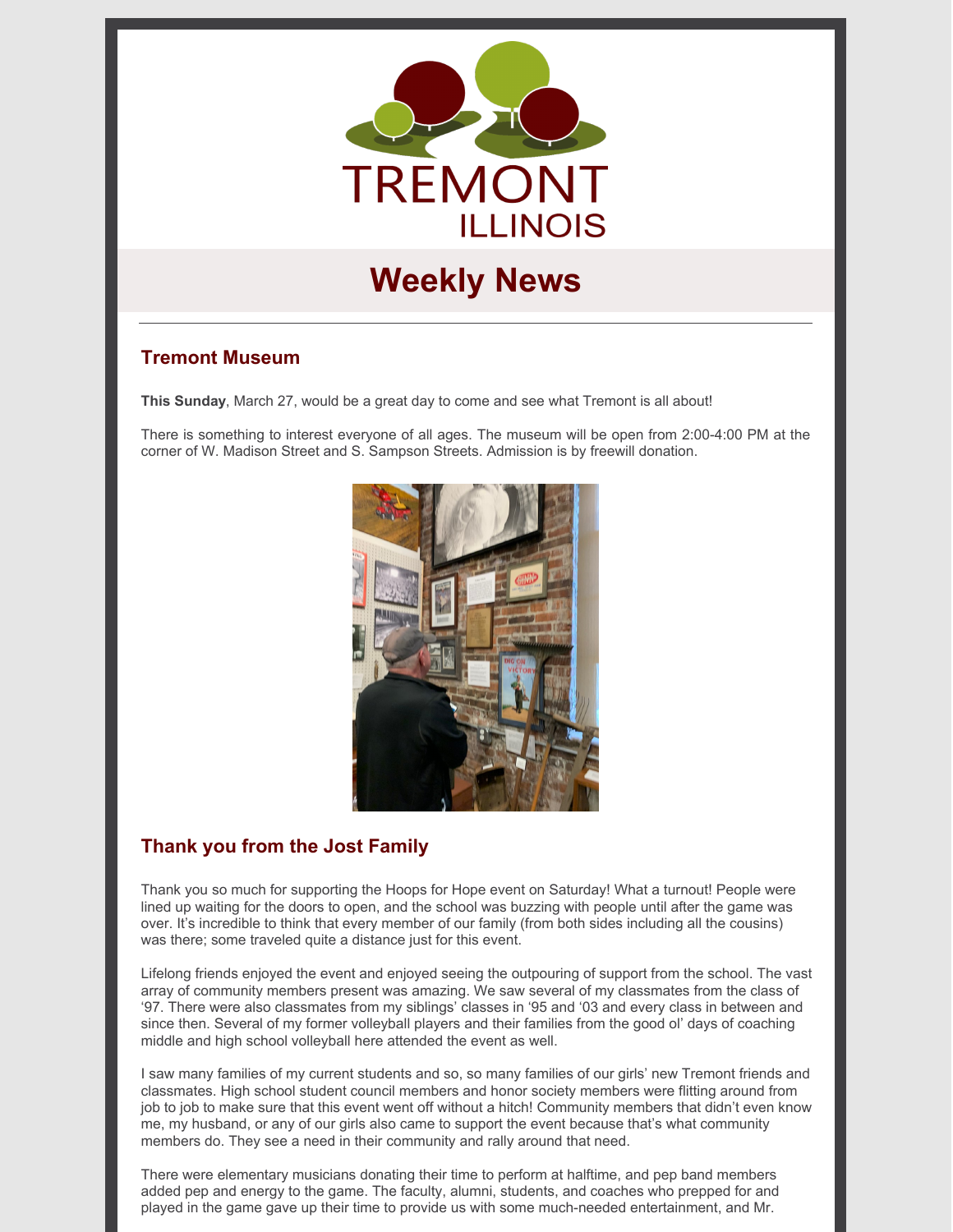TREMONT

ILLINOIS

# Weekly News

---

## Tremont Museum

**This Sunday**, March 27, would be a great day to come and see what Tremont is all about!

There is something to interest everyone of all ages. The museum will be open from 2:00-4:00 PM at the corner of W. Madison Street and S. Sampson Streets. Admission is by freewill donation.

## Thank you from the Jost Family

Thank you so much for supporting the Hoops for Hope event on Saturday! What a turnout! People were lined up waiting for the doors to open, and the school was buzzing with people until after the game was over. It's incredible to think that every member of our family (from both sides including all the cousins) was there; some traveled quite a distance just for this event.

Lifelong friends enjoyed the event and enjoyed seeing the outpouring of support from the school. The vast array of community members present was amazing. We saw several of my classmates from the class of '97. There were also classmates from my siblings' classes in '95 and '03 and every class in between and since then. Several of my former volleyball players and their families from the good ol' days of coaching middle and high school volleyball here attended the event as well.

I saw many families of my current students and so, so many families of our girls' new Tremont friends and classmates. High school student council members and honor society members were flitting around from job to job to make sure that this event went off without a hitch! Community members that didn't even know me, my husband, or any of our girls also came to support the event because that's what community members do. They see a need in their community and rally around that need.

There were elementary musicians donating their time to perform at halftime, and pep band members added pep and energy to the game. The faculty, alumni, students, and coaches who prepped for and played in the game gave up their time to provide us with some much-needed entertainment, and Mr.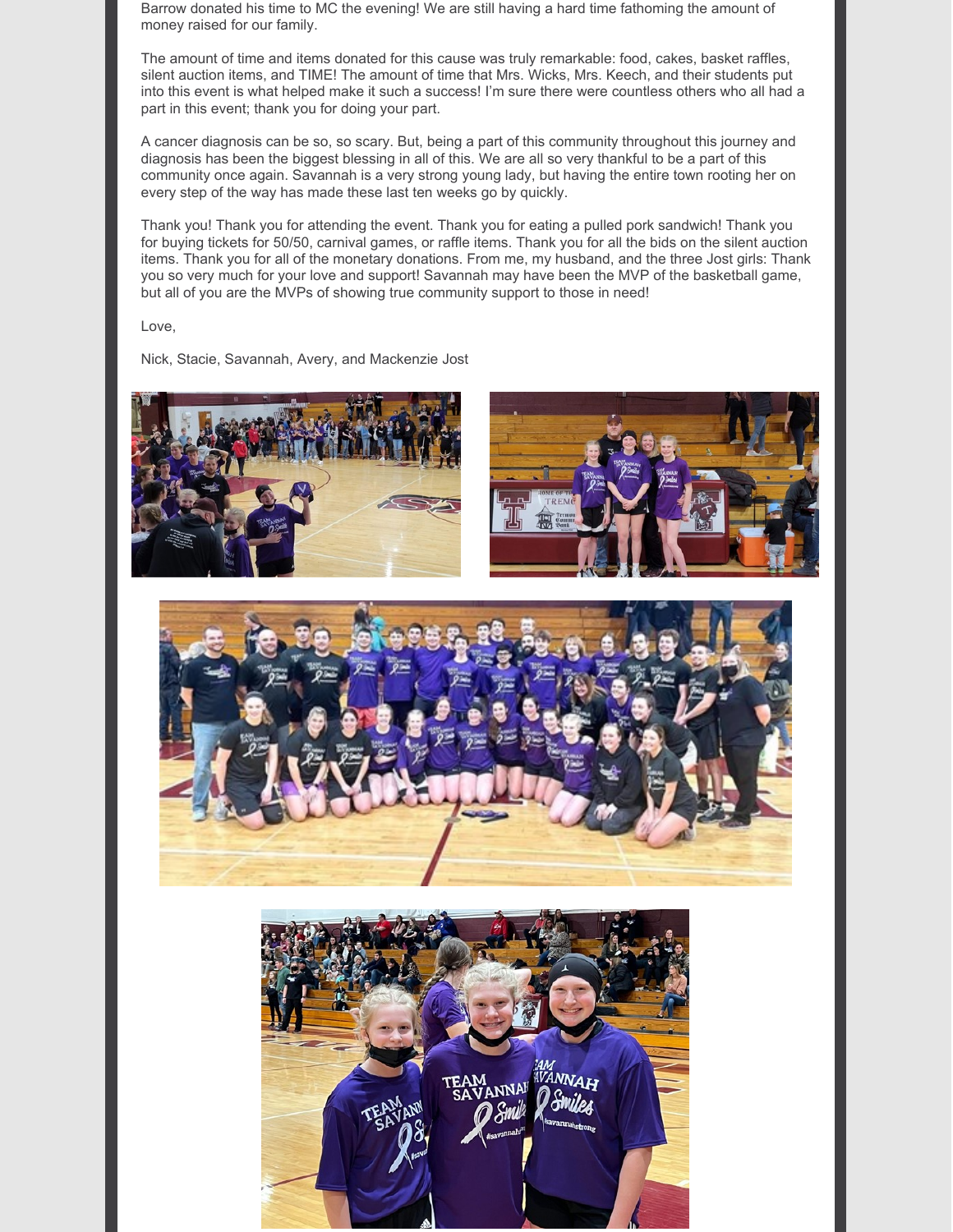Barrow donated his time to MC the evening! We are still having a hard time fathoming the amount of money raised for our family.

The amount of time and items donated for this cause was truly remarkable: food, cakes, basket raffles, silent auction items, and TIME! The amount of time that Mrs. Wicks, Mrs. Keech, and their students put into this event is what helped make it such a success! I'm sure there were countless others who all had a part in this event; thank you for doing your part.

A cancer diagnosis can be so, so scary. But, being a part of this community throughout this journey and diagnosis has been the biggest blessing in all of this. We are all so very thankful to be a part of this community once again. Savannah is a very strong young lady, but having the entire town rooting her on every step of the way has made these last ten weeks go by quickly.

Thank you! Thank you for attending the event. Thank you for eating a pulled pork sandwich! Thank you for buying tickets for 50/50, carnival games, or raffle items. Thank you for all the bids on the silent auction items. Thank you for all of the monetary donations. From me, my husband, and the three Jost girls: Thank you so very much for your love and support! Savannah may have been the MVP of the basketball game, but all of you are the MVPs of showing true community support to those in need!

Love,

Nick, Stacie, Savannah, Avery, and Mackenzie Jost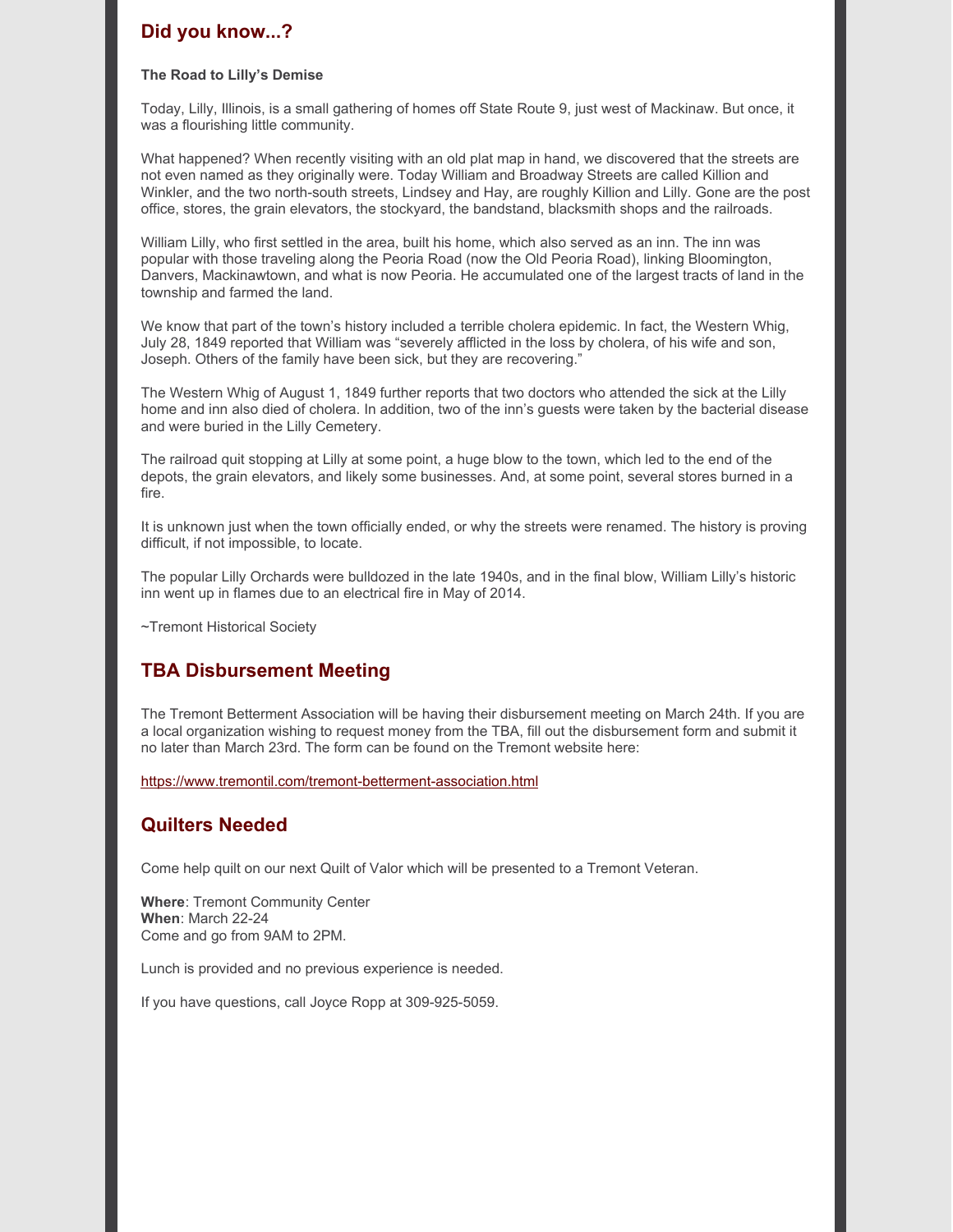## Did you know...?

**The Road to Lilly's Demise**

Today, Lilly, Illinois, is a small gathering of homes off State Route 9, just west of Mackinaw. But once, it was a flourishing little community.

What happened? When recently visiting with an old plat map in hand, we discovered that the streets are not even named as they originally were. Today William and Broadway Streets are called Killion and Winkler, and the two north-south streets, Lindsey and Hay, are roughly Killion and Lilly. Gone are the post office, stores, the grain elevators, the stockyard, the bandstand, blacksmith shops and the railroads.

William Lilly, who first settled in the area, built his home, which also served as an inn. The inn was popular with those traveling along the Peoria Road (now the Old Peoria Road), linking Bloomington, Danvers, Mackinawtown, and what is now Peoria. He accumulated one of the largest tracts of land in the township and farmed the land.

We know that part of the town's history included a terrible cholera epidemic. In fact, the Western Whig, July 28, 1849 reported that William was "severely afflicted in the loss by cholera, of his wife and son, Joseph. Others of the family have been sick, but they are recovering."

The Western Whig of August 1, 1849 further reports that two doctors who attended the sick at the Lilly home and inn also died of cholera. In addition, two of the inn's guests were taken by the bacterial disease and were buried in the Lilly Cemetery.

The railroad quit stopping at Lilly at some point, a huge blow to the town, which led to the end of the depots, the grain elevators, and likely some businesses. And, at some point, several stores burned in a fire.

It is unknown just when the town officially ended, or why the streets were renamed. The history is proving difficult, if not impossible, to locate.

The popular Lilly Orchards were bulldozed in the late 1940s, and in the final blow, William Lilly's historic inn went up in flames due to an electrical fire in May of 2014.

~Tremont Historical Society

## TBA Disbursement Meeting

The Tremont Betterment Association will be having their disbursement meeting on March 24th. If you are a local organization wishing to request money from the TBA, fill out the disbursement form and submit it no later than March 23rd. The form can be found on the Tremont website here:

https://www.tremontil.com/tremont-betterment-association.html

## Quilters Needed

Come help quilt on our next Quilt of Valor which will be presented to a Tremont Veteran.

**Where**: Tremont Community Center
**When**: March 22-24
Come and go from 9AM to 2PM.

Lunch is provided and no previous experience is needed.

If you have questions, call Joyce Ropp at 309-925-5059.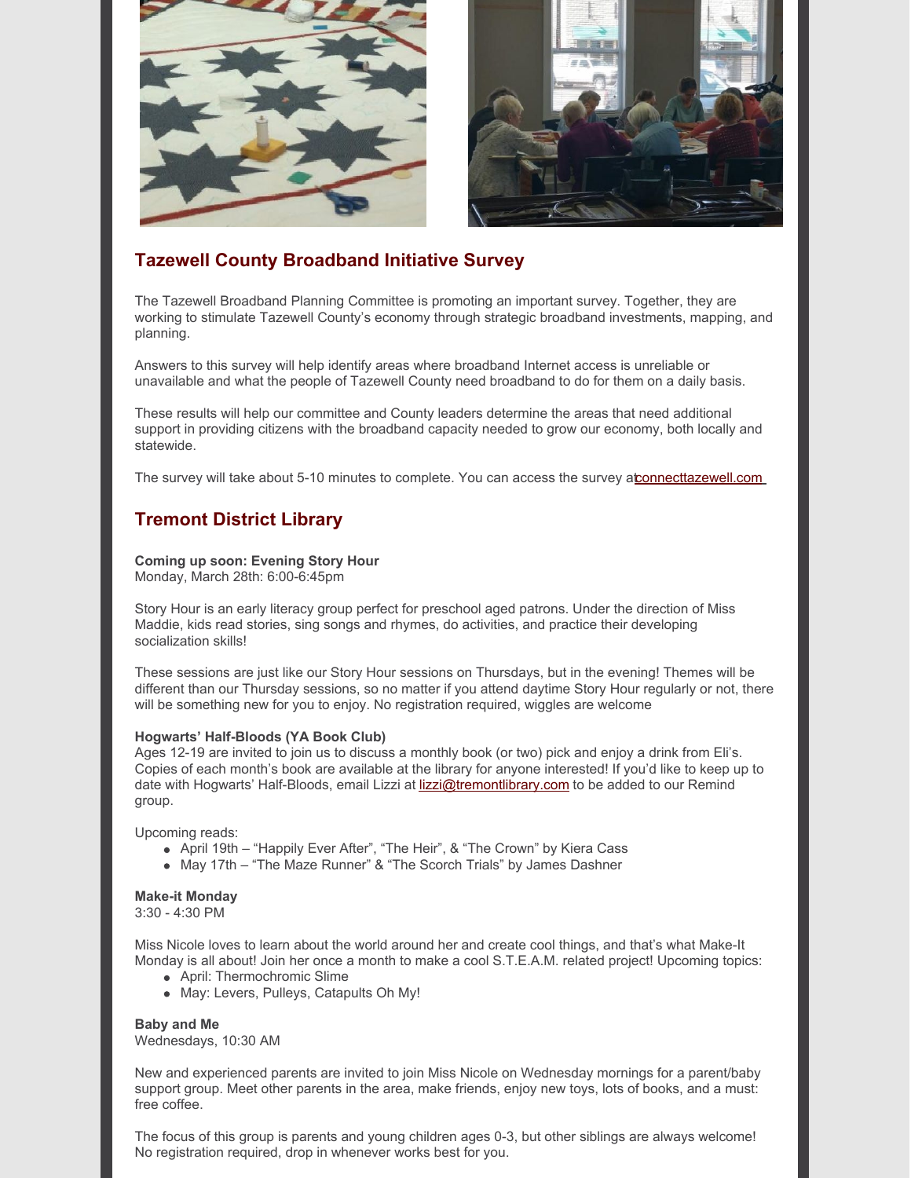## Tazewell County Broadband Initiative Survey

The Tazewell Broadband Planning Committee is promoting an important survey. Together, they are working to stimulate Tazewell County's economy through strategic broadband investments, mapping, and planning.

Answers to this survey will help identify areas where broadband Internet access is unreliable or unavailable and what the people of Tazewell County need broadband to do for them on a daily basis.

These results will help our committee and County leaders determine the areas that need additional support in providing citizens with the broadband capacity needed to grow our economy, both locally and statewide.

The survey will take about 5-10 minutes to complete. You can access the survey at connecttazewell.com

## Tremont District Library

**Coming up soon: Evening Story Hour**
Monday, March 28th: 6:00-6:45pm

Story Hour is an early literacy group perfect for preschool aged patrons. Under the direction of Miss Maddie, kids read stories, sing songs and rhymes, do activities, and practice their developing socialization skills!

These sessions are just like our Story Hour sessions on Thursdays, but in the evening! Themes will be different than our Thursday sessions, so no matter if you attend daytime Story Hour regularly or not, there will be something new for you to enjoy. No registration required, wiggles are welcome

**Hogwarts' Half-Bloods (YA Book Club)**
Ages 12-19 are invited to join us to discuss a monthly book (or two) pick and enjoy a drink from Eli's. Copies of each month's book are available at the library for anyone interested! If you'd like to keep up to date with Hogwarts' Half-Bloods, email Lizzi at lizzi@tremontlibrary.com to be added to our Remind group.

Upcoming reads:

- April 19th – "Happily Ever After", "The Heir", & "The Crown" by Kiera Cass
- May 17th – "The Maze Runner" & "The Scorch Trials" by James Dashner

**Make-it Monday**
3:30 - 4:30 PM

Miss Nicole loves to learn about the world around her and create cool things, and that's what Make-It Monday is all about! Join her once a month to make a cool S.T.E.A.M. related project! Upcoming topics:

- April: Thermochromic Slime
- May: Levers, Pulleys, Catapults Oh My!

**Baby and Me**
Wednesdays, 10:30 AM

New and experienced parents are invited to join Miss Nicole on Wednesday mornings for a parent/baby support group. Meet other parents in the area, make friends, enjoy new toys, lots of books, and a must: free coffee.

The focus of this group is parents and young children ages 0-3, but other siblings are always welcome! No registration required, drop in whenever works best for you.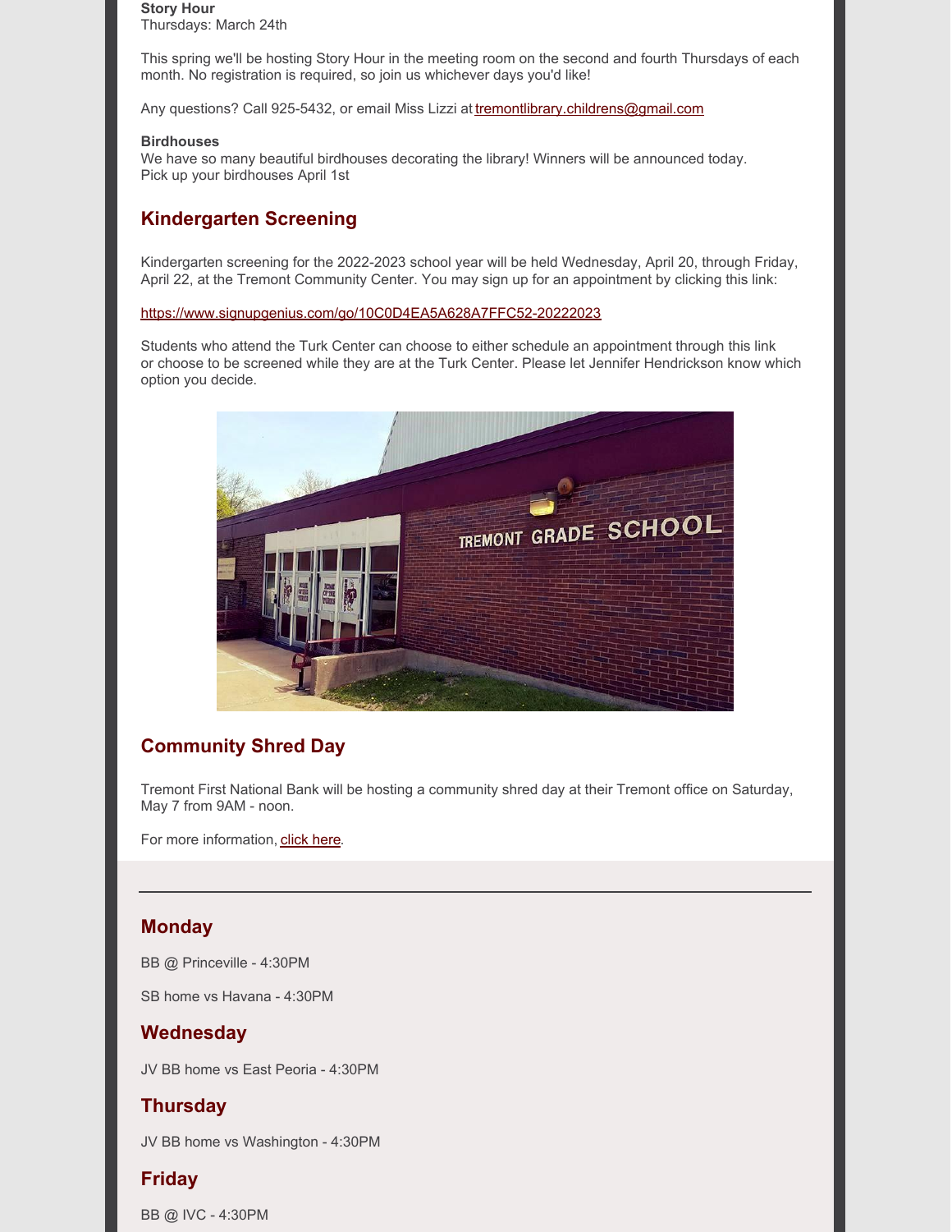**Story Hour**
Thursdays: March 24th

This spring we'll be hosting Story Hour in the meeting room on the second and fourth Thursdays of each month. No registration is required, so join us whichever days you'd like!

Any questions? Call 925-5432, or email Miss Lizzi at tremontlibrary.childrens@gmail.com

**Birdhouses**
We have so many beautiful birdhouses decorating the library! Winners will be announced today.
Pick up your birdhouses April 1st

## Kindergarten Screening

Kindergarten screening for the 2022-2023 school year will be held Wednesday, April 20, through Friday, April 22, at the Tremont Community Center. You may sign up for an appointment by clicking this link:

https://www.signupgenius.com/go/10C0D4EA5A628A7FFC52-20222023

Students who attend the Turk Center can choose to either schedule an appointment through this link or choose to be screened while they are at the Turk Center. Please let Jennifer Hendrickson know which option you decide.

## Community Shred Day

Tremont First National Bank will be hosting a community shred day at their Tremont office on Saturday, May 7 from 9AM - noon.

For more information, click here.

---

## Monday

BB @ Princeville - 4:30PM

SB home vs Havana - 4:30PM

## Wednesday

JV BB home vs East Peoria - 4:30PM

## Thursday

JV BB home vs Washington - 4:30PM

## Friday

BB @ IVC - 4:30PM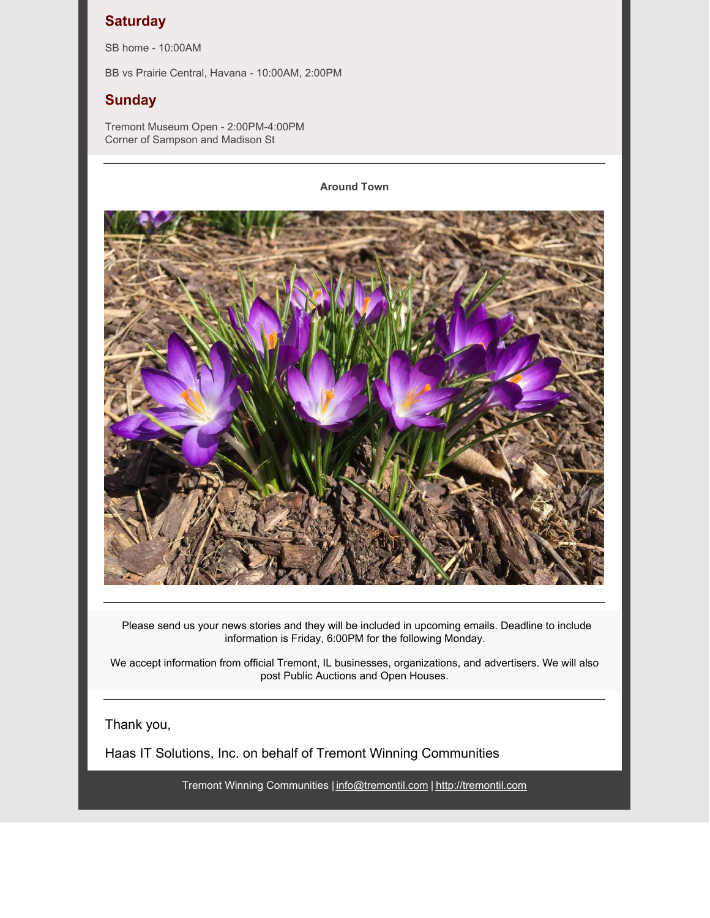## Saturday

SB home - 10:00AM

BB vs Prairie Central, Havana - 10:00AM, 2:00PM

## Sunday

Tremont Museum Open - 2:00PM-4:00PM
Corner of Sampson and Madison St

---

**Around Town**

---

Please send us your news stories and they will be included in upcoming emails. Deadline to include information is Friday, 6:00PM for the following Monday.

We accept information from official Tremont, IL businesses, organizations, and advertisers. We will also post Public Auctions and Open Houses.

---

Thank you,

Haas IT Solutions, Inc. on behalf of Tremont Winning Communities

Tremont Winning Communities | info@tremontil.com | http://tremontil.com